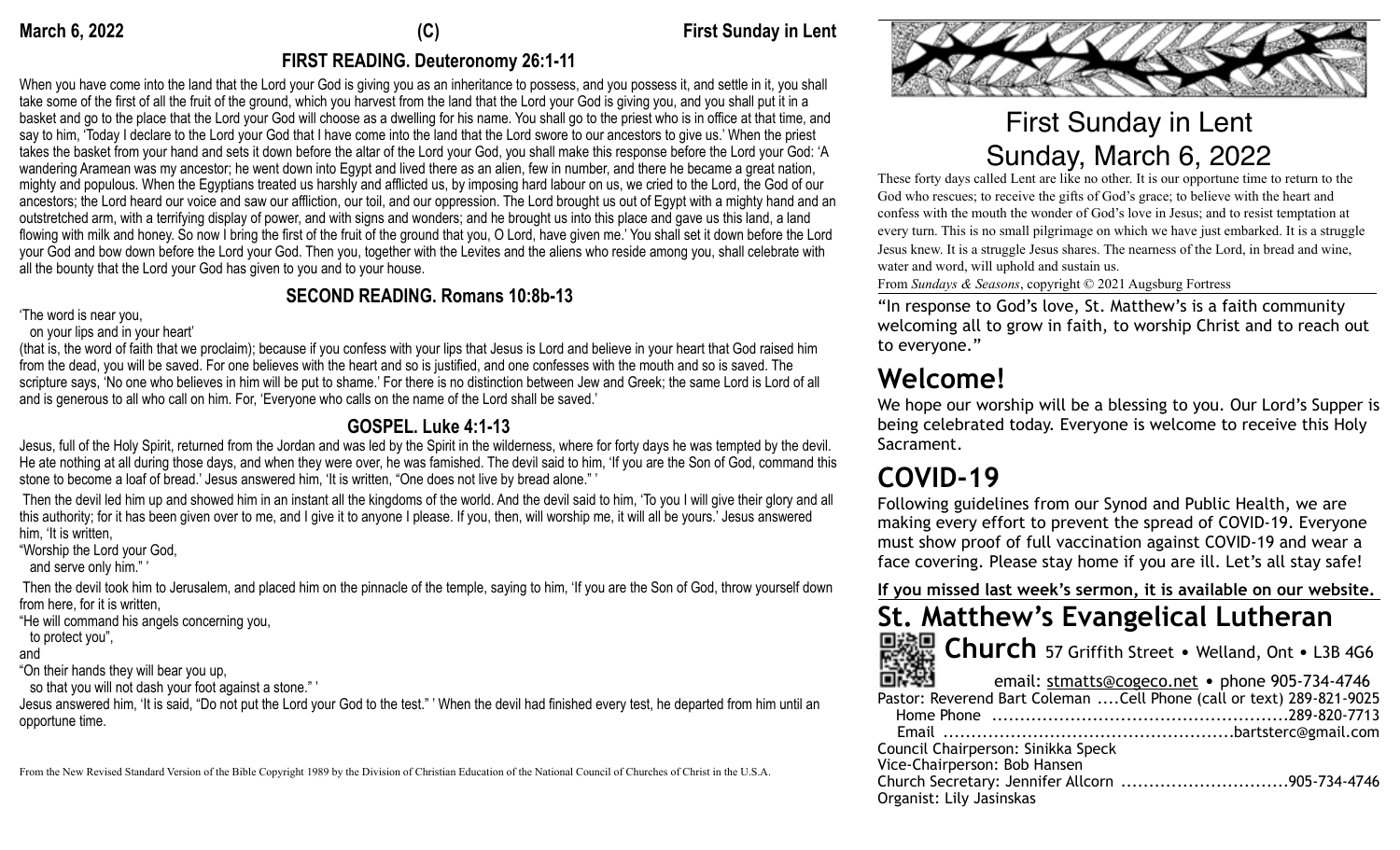**March 6, 2022** **(C)** **First Sunday in Lent**

## FIRST READING. Deuteronomy 26:1-11

When you have come into the land that the Lord your God is giving you as an inheritance to possess, and you possess it, and settle in it, you shall take some of the first of all the fruit of the ground, which you harvest from the land that the Lord your God is giving you, and you shall put it in a basket and go to the place that the Lord your God will choose as a dwelling for his name. You shall go to the priest who is in office at that time, and say to him, 'Today I declare to the Lord your God that I have come into the land that the Lord swore to our ancestors to give us.' When the priest takes the basket from your hand and sets it down before the altar of the Lord your God, you shall make this response before the Lord your God: 'A wandering Aramean was my ancestor; he went down into Egypt and lived there as an alien, few in number, and there he became a great nation, mighty and populous. When the Egyptians treated us harshly and afflicted us, by imposing hard labour on us, we cried to the Lord, the God of our ancestors; the Lord heard our voice and saw our affliction, our toil, and our oppression. The Lord brought us out of Egypt with a mighty hand and an outstretched arm, with a terrifying display of power, and with signs and wonders; and he brought us into this place and gave us this land, a land flowing with milk and honey. So now I bring the first of the fruit of the ground that you, O Lord, have given me.' You shall set it down before the Lord your God and bow down before the Lord your God. Then you, together with the Levites and the aliens who reside among you, shall celebrate with all the bounty that the Lord your God has given to you and to your house.

## SECOND READING. Romans 10:8b-13

'The word is near you,
  on your lips and in your heart'
(that is, the word of faith that we proclaim); because if you confess with your lips that Jesus is Lord and believe in your heart that God raised him from the dead, you will be saved. For one believes with the heart and so is justified, and one confesses with the mouth and so is saved. The scripture says, 'No one who believes in him will be put to shame.' For there is no distinction between Jew and Greek; the same Lord is Lord of all and is generous to all who call on him. For, 'Everyone who calls on the name of the Lord shall be saved.'

## GOSPEL. Luke 4:1-13

Jesus, full of the Holy Spirit, returned from the Jordan and was led by the Spirit in the wilderness, where for forty days he was tempted by the devil. He ate nothing at all during those days, and when they were over, he was famished. The devil said to him, 'If you are the Son of God, command this stone to become a loaf of bread.' Jesus answered him, 'It is written, "One does not live by bread alone." '

Then the devil led him up and showed him in an instant all the kingdoms of the world. And the devil said to him, 'To you I will give their glory and all this authority; for it has been given over to me, and I give it to anyone I please. If you, then, will worship me, it will all be yours.' Jesus answered him, 'It is written,
"Worship the Lord your God,
  and serve only him." '

Then the devil took him to Jerusalem, and placed him on the pinnacle of the temple, saying to him, 'If you are the Son of God, throw yourself down from here, for it is written,
"He will command his angels concerning you,
  to protect you",
and
"On their hands they will bear you up,
  so that you will not dash your foot against a stone." '
Jesus answered him, 'It is said, "Do not put the Lord your God to the test." ' When the devil had finished every test, he departed from him until an opportune time.

From the New Revised Standard Version of the Bible Copyright 1989 by the Division of Christian Education of the National Council of Churches of Christ in the U.S.A.

# First Sunday in Lent
# Sunday, March 6, 2022

These forty days called Lent are like no other. It is our opportune time to return to the God who rescues; to receive the gifts of God's grace; to believe with the heart and confess with the mouth the wonder of God's love in Jesus; and to resist temptation at every turn. This is no small pilgrimage on which we have just embarked. It is a struggle Jesus knew. It is a struggle Jesus shares. The nearness of the Lord, in bread and wine, water and word, will uphold and sustain us.
From *Sundays & Seasons*, copyright © 2021 Augsburg Fortress

"In response to God's love, St. Matthew's is a faith community welcoming all to grow in faith, to worship Christ and to reach out to everyone."

## Welcome!

We hope our worship will be a blessing to you. Our Lord's Supper is being celebrated today. Everyone is welcome to receive this Holy Sacrament.

## COVID-19

Following guidelines from our Synod and Public Health, we are making every effort to prevent the spread of COVID-19. Everyone must show proof of full vaccination against COVID-19 and wear a face covering. Please stay home if you are ill. Let's all stay safe!

**If you missed last week's sermon, it is available on our website.**

## St. Matthew's Evangelical Lutheran Church

57 Griffith Street • Welland, Ont • L3B 4G6
email: stmatts@cogeco.net • phone 905-734-4746
Pastor: Reverend Bart Coleman ....Cell Phone (call or text) 289-821-9025
Home Phone ....................................................289-820-7713
Email ....................................................bartsterc@gmail.com
Council Chairperson: Sinikka Speck
Vice-Chairperson: Bob Hansen
Church Secretary: Jennifer Allcorn ..............................905-734-4746
Organist: Lily Jasinskas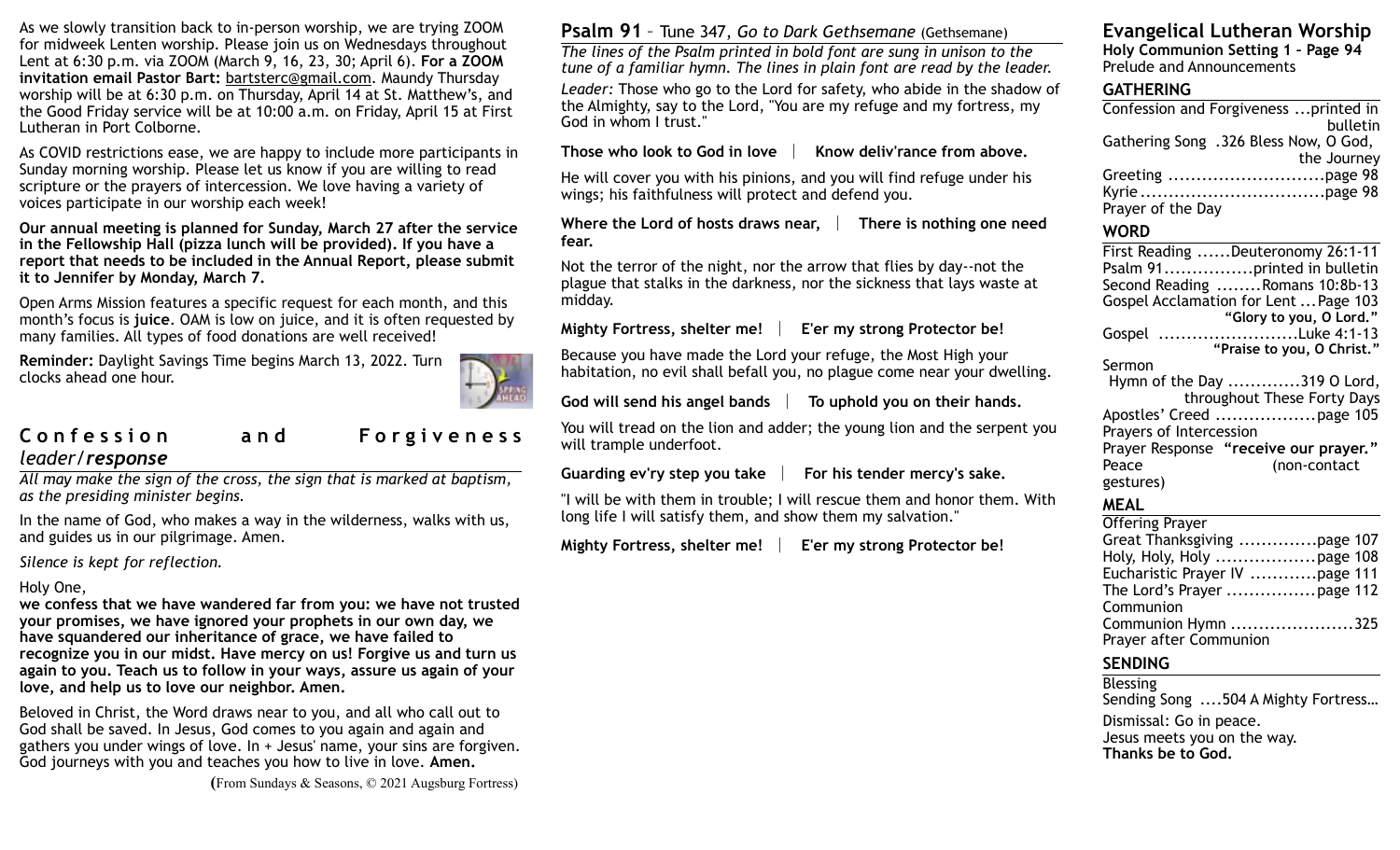As we slowly transition back to in-person worship, we are trying ZOOM for midweek Lenten worship. Please join us on Wednesdays throughout Lent at 6:30 p.m. via ZOOM (March 9, 16, 23, 30; April 6). **For a ZOOM invitation email Pastor Bart:** bartsterc@gmail.com. Maundy Thursday worship will be at 6:30 p.m. on Thursday, April 14 at St. Matthew's, and the Good Friday service will be at 10:00 a.m. on Friday, April 15 at First Lutheran in Port Colborne.

As COVID restrictions ease, we are happy to include more participants in Sunday morning worship. Please let us know if you are willing to read scripture or the prayers of intercession. We love having a variety of voices participate in our worship each week!

**Our annual meeting is planned for Sunday, March 27 after the service in the Fellowship Hall (pizza lunch will be provided). If you have a report that needs to be included in the Annual Report, please submit it to Jennifer by Monday, March 7.**

Open Arms Mission features a specific request for each month, and this month's focus is **juice**. OAM is low on juice, and it is often requested by many families. All types of food donations are well received!

**Reminder:** Daylight Savings Time begins March 13, 2022. Turn clocks ahead one hour.

## Confession and Forgiveness

*leader/**response***

*All may make the sign of the cross, the sign that is marked at baptism, as the presiding minister begins.*

In the name of God, who makes a way in the wilderness, walks with us, and guides us in our pilgrimage. Amen.

*Silence is kept for reflection.*

Holy One,
**we confess that we have wandered far from you: we have not trusted your promises, we have ignored your prophets in our own day, we have squandered our inheritance of grace, we have failed to recognize you in our midst. Have mercy on us! Forgive us and turn us again to you. Teach us to follow in your ways, assure us again of your love, and help us to love our neighbor. Amen.**

Beloved in Christ, the Word draws near to you, and all who call out to God shall be saved. In Jesus, God comes to you again and again and gathers you under wings of love. In + Jesus' name, your sins are forgiven. God journeys with you and teaches you how to live in love. **Amen.**

(From Sundays & Seasons, © 2021 Augsburg Fortress)

## Psalm 91 – Tune 347, *Go to Dark Gethsemane* (Gethsemane)

*The lines of the Psalm printed in bold font are sung in unison to the tune of a familiar hymn. The lines in plain font are read by the leader.*

*Leader:* Those who go to the Lord for safety, who abide in the shadow of the Almighty, say to the Lord, "You are my refuge and my fortress, my God in whom I trust."

**Those who look to God in love | Know deliv'rance from above.**

He will cover you with his pinions, and you will find refuge under his wings; his faithfulness will protect and defend you.

**Where the Lord of hosts draws near, | There is nothing one need fear.**

Not the terror of the night, nor the arrow that flies by day--not the plague that stalks in the darkness, nor the sickness that lays waste at midday.

**Mighty Fortress, shelter me! | E'er my strong Protector be!**

Because you have made the Lord your refuge, the Most High your habitation, no evil shall befall you, no plague come near your dwelling.

**God will send his angel bands | To uphold you on their hands.**

You will tread on the lion and adder; the young lion and the serpent you will trample underfoot.

**Guarding ev'ry step you take | For his tender mercy's sake.**

"I will be with them in trouble; I will rescue them and honor them. With long life I will satisfy them, and show them my salvation."

**Mighty Fortress, shelter me! | E'er my strong Protector be!**

## Evangelical Lutheran Worship

**Holy Communion Setting 1 – Page 94**

Prelude and Announcements

### GATHERING

Confession and Forgiveness ...printed in bulletin
Gathering Song .326 Bless Now, O God, the Journey
Greeting ............................page 98
Kyrie .................................page 98
Prayer of the Day

### WORD

First Reading ......Deuteronomy 26:1-11
Psalm 91................printed in bulletin
Second Reading ........Romans 10:8b-13
Gospel Acclamation for Lent ...Page 103
**"Glory to you, O Lord."**
Gospel .........................Luke 4:1-13
**"Praise to you, O Christ."**
Sermon
Hymn of the Day .............319 O Lord, throughout These Forty Days
Apostles' Creed ..................page 105
Prayers of Intercession
Prayer Response **"receive our prayer."**
Peace (non-contact gestures)

### MEAL

Offering Prayer
Great Thanksgiving ..............page 107
Holy, Holy, Holy ..................page 108
Eucharistic Prayer IV ............page 111
The Lord's Prayer ................page 112
Communion
Communion Hymn ......................325
Prayer after Communion

### SENDING

Blessing
Sending Song ....504 A Mighty Fortress…

Dismissal: Go in peace.
Jesus meets you on the way.
**Thanks be to God.**